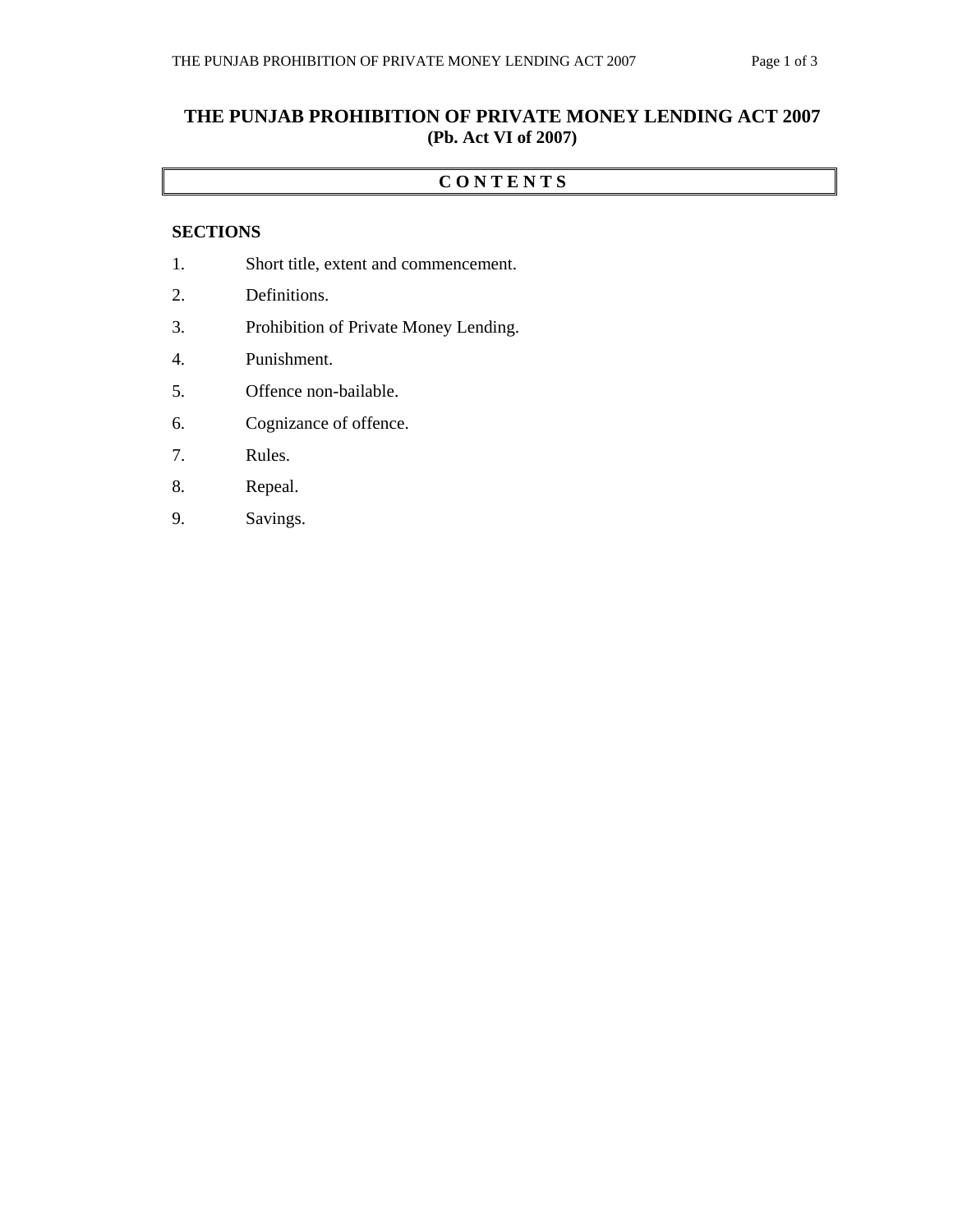# THE PUNJAB PROHIBITION OF PRIVATE MONEY LENDING ACT 2007
**(Pb. Act VI of 2007)**

## C O N T E N T S

**SECTIONS**

1. Short title, extent and commencement.
2. Definitions.
3. Prohibition of Private Money Lending.
4. Punishment.
5. Offence non-bailable.
6. Cognizance of offence.
7. Rules.
8. Repeal.
9. Savings.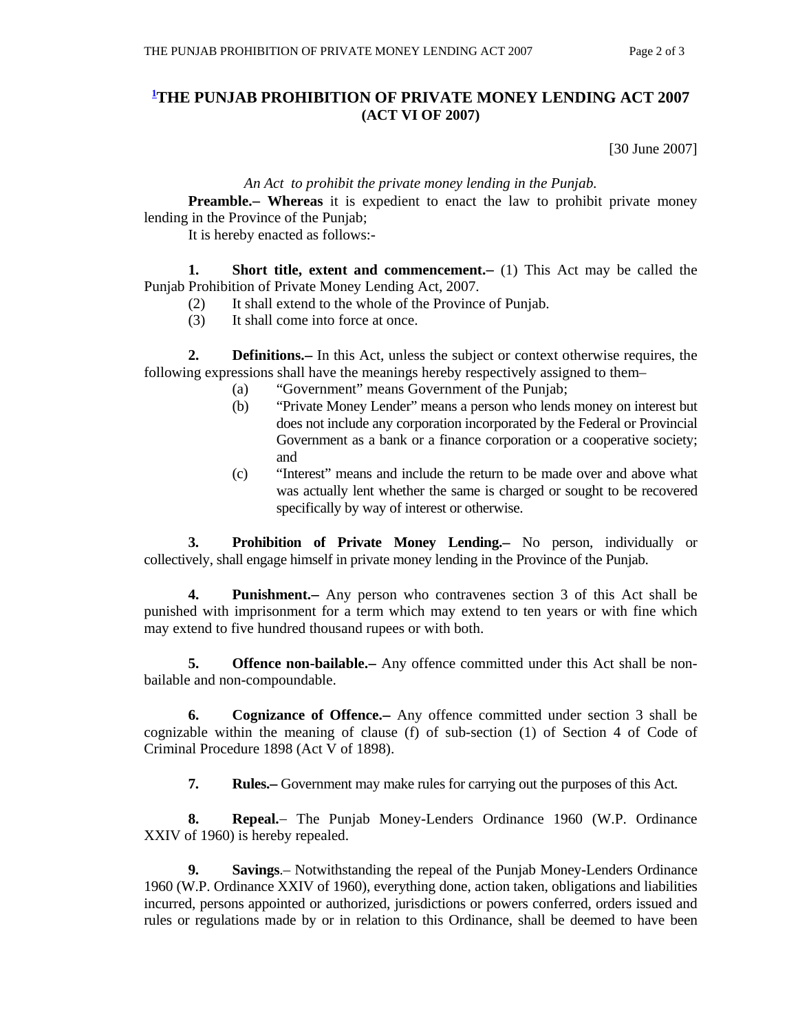# [1]THE PUNJAB PROHIBITION OF PRIVATE MONEY LENDING ACT 2007
## (ACT VI OF 2007)

[30 June 2007]

*An Act to prohibit the private money lending in the Punjab.*

**Preamble.– Whereas** it is expedient to enact the law to prohibit private money lending in the Province of the Punjab;

It is hereby enacted as follows:-

**1. Short title, extent and commencement.–** (1) This Act may be called the Punjab Prohibition of Private Money Lending Act, 2007.

(2) It shall extend to the whole of the Province of Punjab.

(3) It shall come into force at once.

**2. Definitions.–** In this Act, unless the subject or context otherwise requires, the following expressions shall have the meanings hereby respectively assigned to them–

(a) "Government" means Government of the Punjab;

(b) "Private Money Lender" means a person who lends money on interest but does not include any corporation incorporated by the Federal or Provincial Government as a bank or a finance corporation or a cooperative society; and

(c) "Interest" means and include the return to be made over and above what was actually lent whether the same is charged or sought to be recovered specifically by way of interest or otherwise.

**3. Prohibition of Private Money Lending.–** No person, individually or collectively, shall engage himself in private money lending in the Province of the Punjab.

**4. Punishment.–** Any person who contravenes section 3 of this Act shall be punished with imprisonment for a term which may extend to ten years or with fine which may extend to five hundred thousand rupees or with both.

**5. Offence non-bailable.–** Any offence committed under this Act shall be non-bailable and non-compoundable.

**6. Cognizance of Offence.–** Any offence committed under section 3 shall be cognizable within the meaning of clause (f) of sub-section (1) of Section 4 of Code of Criminal Procedure 1898 (Act V of 1898).

**7. Rules.–** Government may make rules for carrying out the purposes of this Act.

**8. Repeal.**– The Punjab Money-Lenders Ordinance 1960 (W.P. Ordinance XXIV of 1960) is hereby repealed.

**9. Savings**.– Notwithstanding the repeal of the Punjab Money-Lenders Ordinance 1960 (W.P. Ordinance XXIV of 1960), everything done, action taken, obligations and liabilities incurred, persons appointed or authorized, jurisdictions or powers conferred, orders issued and rules or regulations made by or in relation to this Ordinance, shall be deemed to have been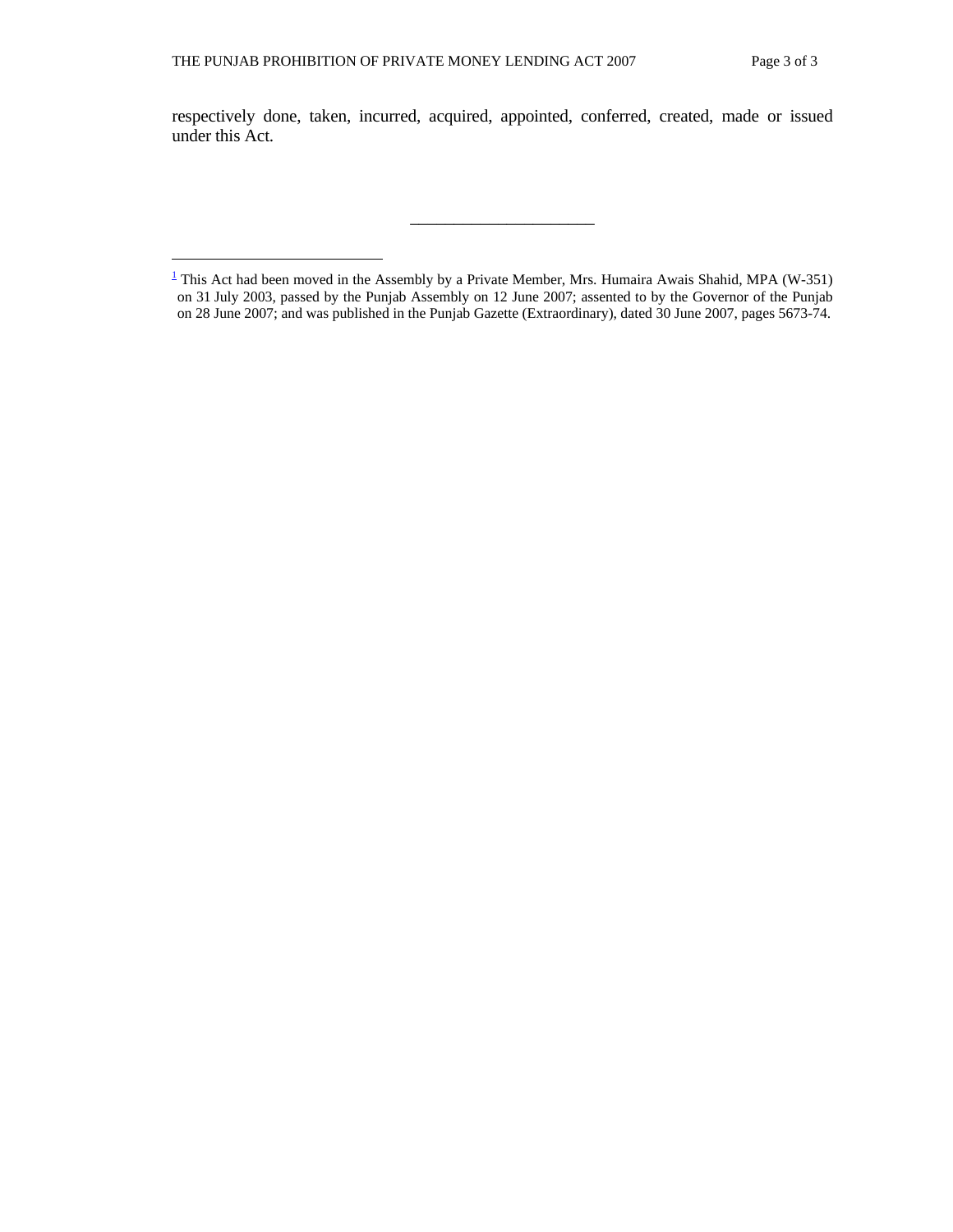respectively done, taken, incurred, acquired, appointed, conferred, created, made or issued under this Act.

---

[1] This Act had been moved in the Assembly by a Private Member, Mrs. Humaira Awais Shahid, MPA (W-351) on 31 July 2003, passed by the Punjab Assembly on 12 June 2007; assented to by the Governor of the Punjab on 28 June 2007; and was published in the Punjab Gazette (Extraordinary), dated 30 June 2007, pages 5673-74.